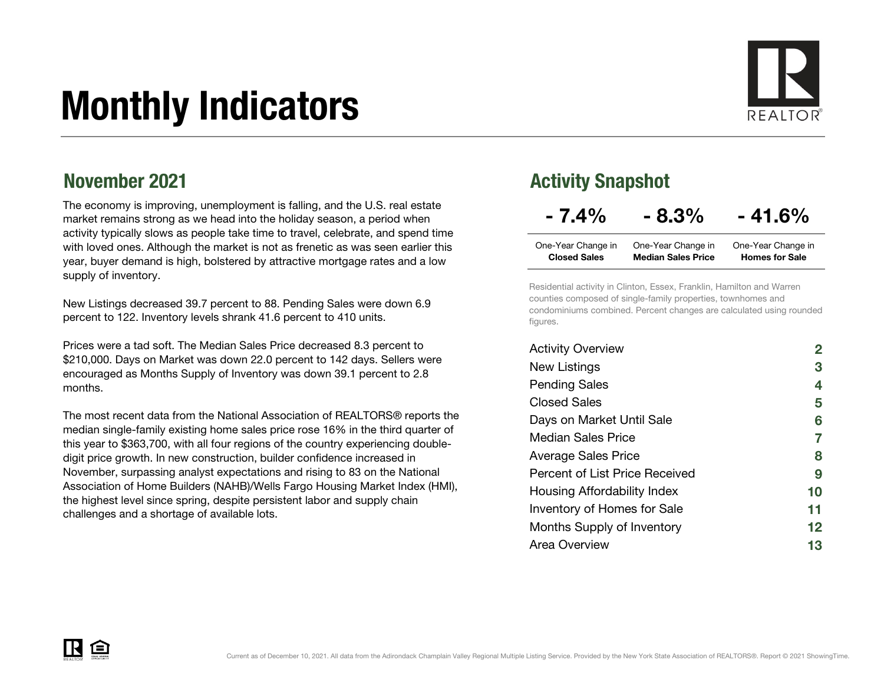# Monthly Indicators

## November 2021

The economy is improving, unemployment is falling, and the U.S. real estate market remains strong as we head into the holiday season, a period when activity typically slows as people take time to travel, celebrate, and spend time with loved ones. Although the market is not as frenetic as was seen earlier this year, buyer demand is high, bolstered by attractive mortgage rates and a low supply of inventory.

New Listings decreased 39.7 percent to 88. Pending Sales were down 6.9 percent to 122. Inventory levels shrank 41.6 percent to 410 units.

Prices were a tad soft. The Median Sales Price decreased 8.3 percent to $210,000. Days on Market was down 22.0 percent to 142 days. Sellers were encouraged as Months Supply of Inventory was down 39.1 percent to 2.8 months.

The most recent data from the National Association of REALTORS® reports the median single-family existing home sales price rose 16% in the third quarter of this year to $363,700, with all four regions of the country experiencing double-digit price growth. In new construction, builder confidence increased in November, surpassing analyst expectations and rising to 83 on the National Association of Home Builders (NAHB)/Wells Fargo Housing Market Index (HMI), the highest level since spring, despite persistent labor and supply chain challenges and a shortage of available lots.

## Activity Snapshot

| - 7.4% | - 8.3% | - 41.6% |
|---|---|---|
| One-Year Change in **Closed Sales** | One-Year Change in **Median Sales Price** | One-Year Change in **Homes for Sale** |

Residential activity in Clinton, Essex, Franklin, Hamilton and Warren counties composed of single-family properties, townhomes and condominiums combined. Percent changes are calculated using rounded figures.

| | |
|---|---|
| Activity Overview | 2 |
| New Listings | 3 |
| Pending Sales | 4 |
| Closed Sales | 5 |
| Days on Market Until Sale | 6 |
| Median Sales Price | 7 |
| Average Sales Price | 8 |
| Percent of List Price Received | 9 |
| Housing Affordability Index | 10 |
| Inventory of Homes for Sale | 11 |
| Months Supply of Inventory | 12 |
| Area Overview | 13 |

Current as of December 10, 2021. All data from the Adirondack Champlain Valley Regional Multiple Listing Service. Provided by the New York State Association of REALTORS®. Report © 2021 ShowingTime.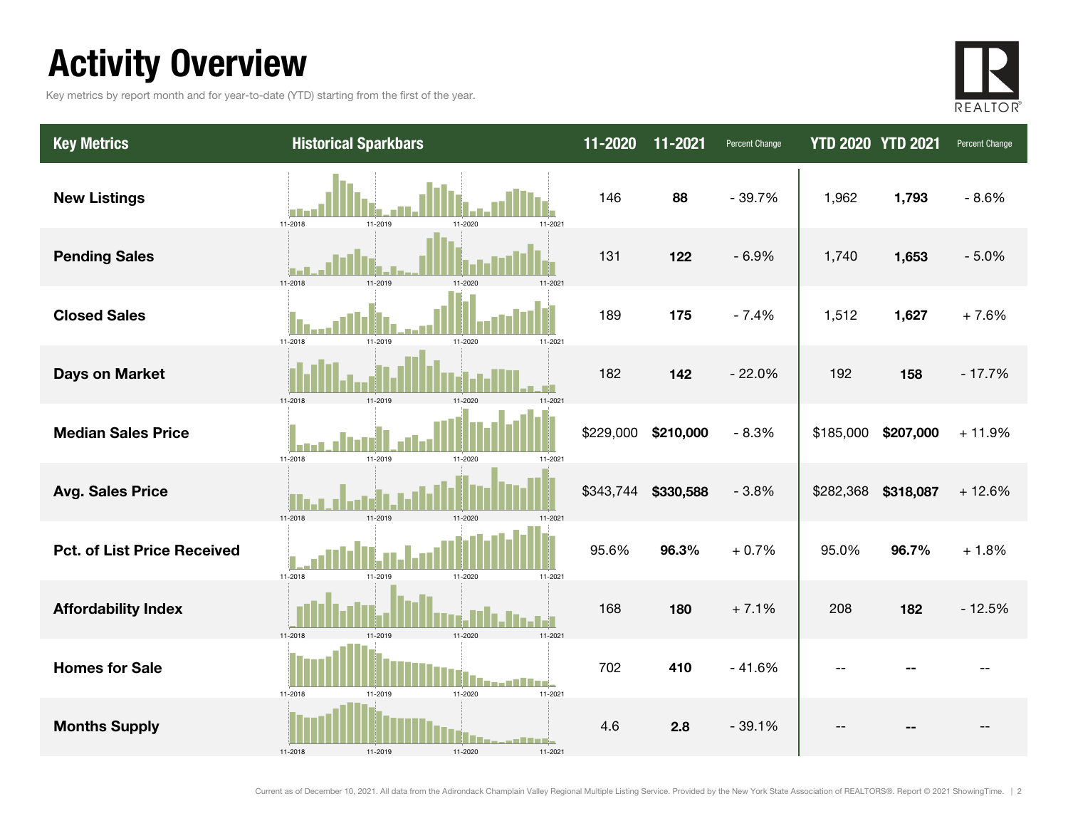# Activity Overview

Key metrics by report month and for year-to-date (YTD) starting from the first of the year.

| Key Metrics | Historical Sparkbars | 11-2020 | 11-2021 | Percent Change | YTD 2020 | YTD 2021 | Percent Change |
|---|---|---|---|---|---|---|---|
| New Listings | 11-2018 11-2019 11-2020 11-2021 | 146 | **88** | - 39.7% | 1,962 | **1,793** | - 8.6% |
| Pending Sales | 11-2018 11-2019 11-2020 11-2021 | 131 | **122** | - 6.9% | 1,740 | **1,653** | - 5.0% |
| Closed Sales | 11-2018 11-2019 11-2020 11-2021 | 189 | **175** | - 7.4% | 1,512 | **1,627** | + 7.6% |
| Days on Market | 11-2018 11-2019 11-2020 11-2021 | 182 | **142** | - 22.0% | 192 | **158** | - 17.7% |
| Median Sales Price | 11-2018 11-2019 11-2020 11-2021 | $229,000 | **$210,000** | - 8.3% | $185,000 | **$207,000** | + 11.9% |
| Avg. Sales Price | 11-2018 11-2019 11-2020 11-2021 | $343,744 | **$330,588** | - 3.8% | $282,368 | **$318,087** | + 12.6% |
| Pct. of List Price Received | 11-2018 11-2019 11-2020 11-2021 | 95.6% | **96.3%** | + 0.7% | 95.0% | **96.7%** | + 1.8% |
| Affordability Index | 11-2018 11-2019 11-2020 11-2021 | 168 | **180** | + 7.1% | 208 | **182** | - 12.5% |
| Homes for Sale | 11-2018 11-2019 11-2020 11-2021 | 702 | **410** | - 41.6% | -- | **--** | -- |
| Months Supply | 11-2018 11-2019 11-2020 11-2021 | 4.6 | **2.8** | - 39.1% | -- | **--** | -- |

Current as of December 10, 2021. All data from the Adirondack Champlain Valley Regional Multiple Listing Service. Provided by the New York State Association of REALTORS®. Report © 2021 ShowingTime.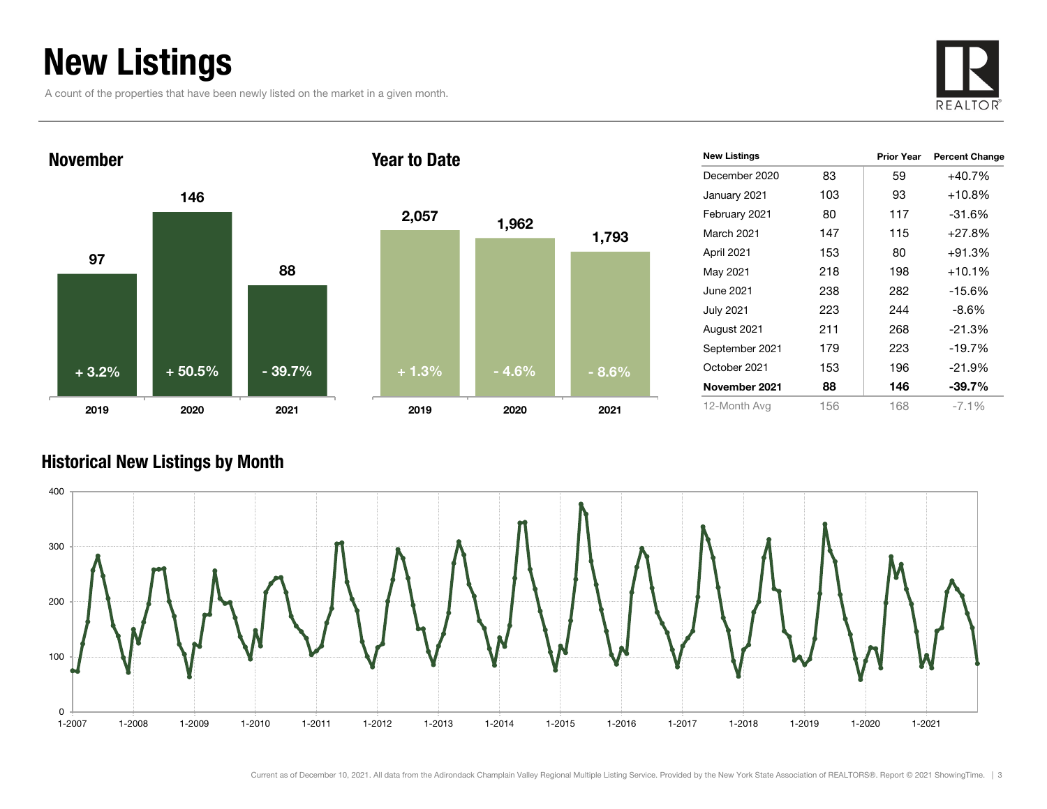# New Listings

A count of the properties that have been newly listed on the market in a given month.

## November

| Year | New Listings | Change |
|---|---|---|
| 2019 | 97 | + 3.2% |
| 2020 | 146 | + 50.5% |
| 2021 | 88 | - 39.7% |

## Year to Date

| Year | New Listings | Change |
|---|---|---|
| 2019 | 2,057 | + 1.3% |
| 2020 | 1,962 | - 4.6% |
| 2021 | 1,793 | - 8.6% |

| New Listings | | Prior Year | Percent Change |
|---|---|---|---|
| December 2020 | 83 | 59 | +40.7% |
| January 2021 | 103 | 93 | +10.8% |
| February 2021 | 80 | 117 | -31.6% |
| March 2021 | 147 | 115 | +27.8% |
| April 2021 | 153 | 80 | +91.3% |
| May 2021 | 218 | 198 | +10.1% |
| June 2021 | 238 | 282 | -15.6% |
| July 2021 | 223 | 244 | -8.6% |
| August 2021 | 211 | 268 | -21.3% |
| September 2021 | 179 | 223 | -19.7% |
| October 2021 | 153 | 196 | -21.9% |
| **November 2021** | **88** | **146** | **-39.7%** |
| 12-Month Avg | 156 | 168 | -7.1% |

## Historical New Listings by Month

Current as of December 10, 2021. All data from the Adirondack Champlain Valley Regional Multiple Listing Service. Provided by the New York State Association of REALTORS®. Report © 2021 ShowingTime.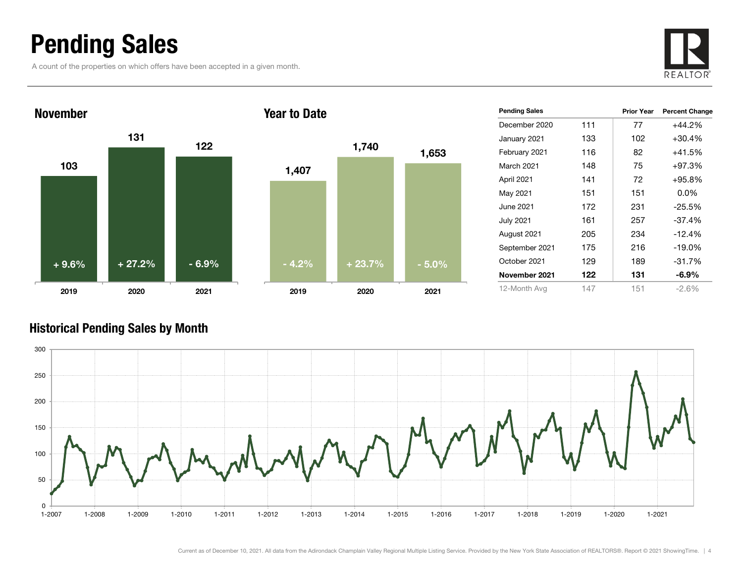# Pending Sales

A count of the properties on which offers have been accepted in a given month.

### November

| | 2019 | 2020 | 2021 |
|---|---|---|---|
| Pending Sales | 103 | 131 | 122 |
| Change | + 9.6% | + 27.2% | - 6.9% |

### Year to Date

| | 2019 | 2020 | 2021 |
|---|---|---|---|
| Pending Sales | 1,407 | 1,740 | 1,653 |
| Change | - 4.2% | + 23.7% | - 5.0% |

| Pending Sales | | Prior Year | Percent Change |
|---|---|---|---|
| December 2020 | 111 | 77 | +44.2% |
| January 2021 | 133 | 102 | +30.4% |
| February 2021 | 116 | 82 | +41.5% |
| March 2021 | 148 | 75 | +97.3% |
| April 2021 | 141 | 72 | +95.8% |
| May 2021 | 151 | 151 | 0.0% |
| June 2021 | 172 | 231 | -25.5% |
| July 2021 | 161 | 257 | -37.4% |
| August 2021 | 205 | 234 | -12.4% |
| September 2021 | 175 | 216 | -19.0% |
| October 2021 | 129 | 189 | -31.7% |
| **November 2021** | **122** | **131** | **-6.9%** |
| 12-Month Avg | 147 | 151 | -2.6% |

### Historical Pending Sales by Month

Current as of December 10, 2021. All data from the Adirondack Champlain Valley Regional Multiple Listing Service. Provided by the New York State Association of REALTORS®. Report © 2021 ShowingTime.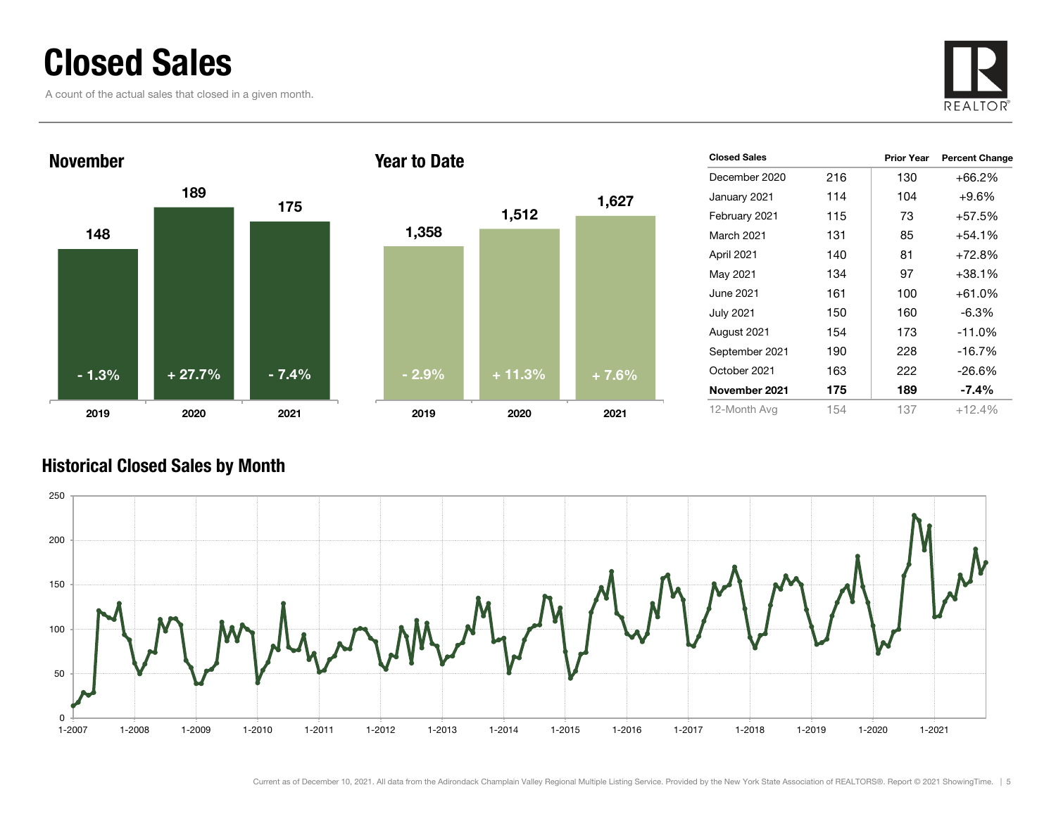# Closed Sales

A count of the actual sales that closed in a given month.

## November

| | 2019 | 2020 | 2021 |
|---|---|---|---|
| Closed Sales | 148 | 189 | 175 |
| Percent Change | - 1.3% | + 27.7% | - 7.4% |

## Year to Date

| | 2019 | 2020 | 2021 |
|---|---|---|---|
| Closed Sales | 1,358 | 1,512 | 1,627 |
| Percent Change | - 2.9% | + 11.3% | + 7.6% |

| Closed Sales | | Prior Year | Percent Change |
|---|---|---|---|
| December 2020 | 216 | 130 | +66.2% |
| January 2021 | 114 | 104 | +9.6% |
| February 2021 | 115 | 73 | +57.5% |
| March 2021 | 131 | 85 | +54.1% |
| April 2021 | 140 | 81 | +72.8% |
| May 2021 | 134 | 97 | +38.1% |
| June 2021 | 161 | 100 | +61.0% |
| July 2021 | 150 | 160 | -6.3% |
| August 2021 | 154 | 173 | -11.0% |
| September 2021 | 190 | 228 | -16.7% |
| October 2021 | 163 | 222 | -26.6% |
| **November 2021** | **175** | **189** | **-7.4%** |
| 12-Month Avg | 154 | 137 | +12.4% |

## Historical Closed Sales by Month

Current as of December 10, 2021. All data from the Adirondack Champlain Valley Regional Multiple Listing Service. Provided by the New York State Association of REALTORS®. Report © 2021 ShowingTime.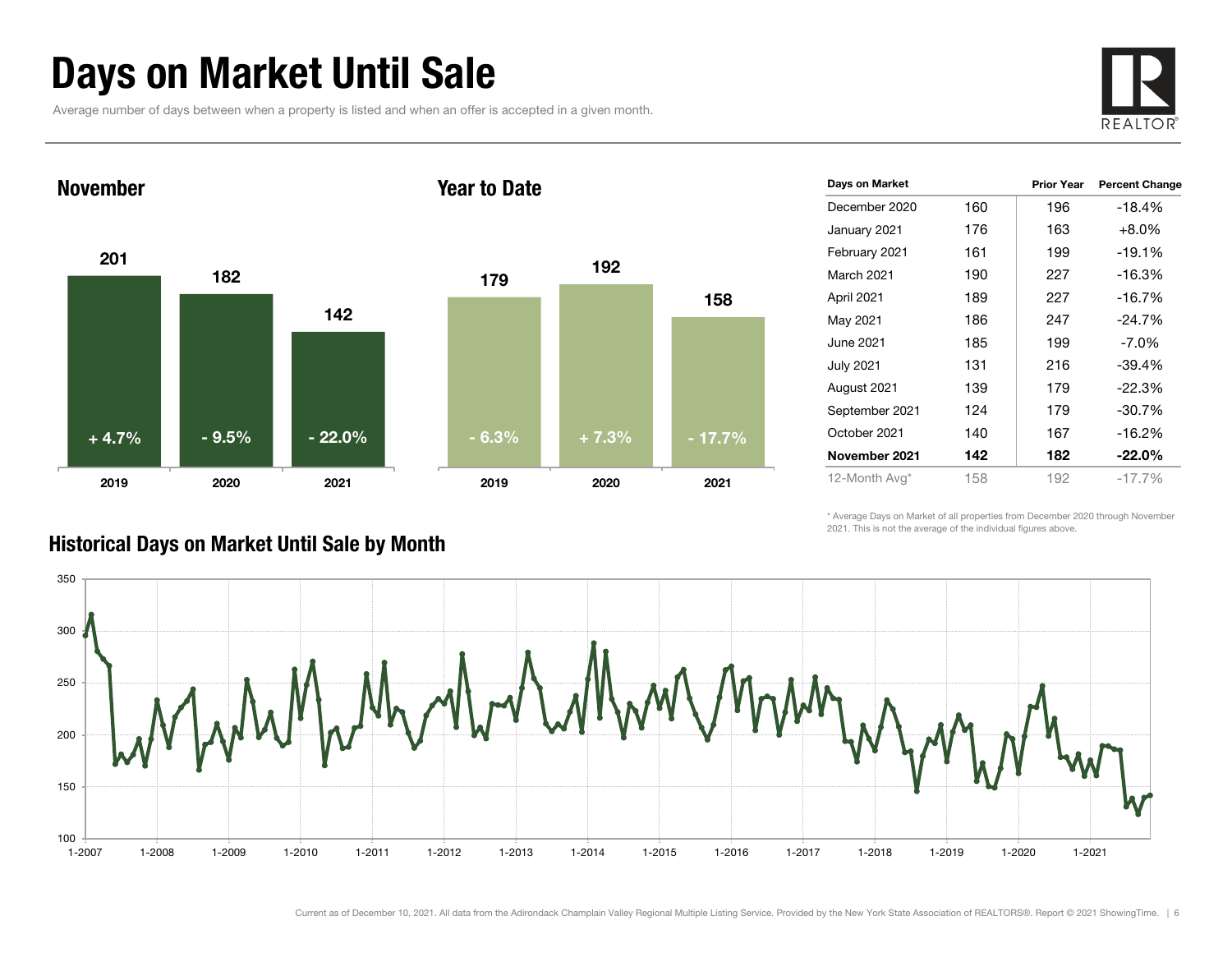# Days on Market Until Sale

Average number of days between when a property is listed and when an offer is accepted in a given month.

## November

| Year | Days | Change |
|---|---|---|
| 2019 | 201 | + 4.7% |
| 2020 | 182 | - 9.5% |
| 2021 | 142 | - 22.0% |

## Year to Date

| Year | Days | Change |
|---|---|---|
| 2019 | 179 | - 6.3% |
| 2020 | 192 | + 7.3% |
| 2021 | 158 | - 17.7% |

| Days on Market | | Prior Year | Percent Change |
|---|---|---|---|
| December 2020 | 160 | 196 | -18.4% |
| January 2021 | 176 | 163 | +8.0% |
| February 2021 | 161 | 199 | -19.1% |
| March 2021 | 190 | 227 | -16.3% |
| April 2021 | 189 | 227 | -16.7% |
| May 2021 | 186 | 247 | -24.7% |
| June 2021 | 185 | 199 | -7.0% |
| July 2021 | 131 | 216 | -39.4% |
| August 2021 | 139 | 179 | -22.3% |
| September 2021 | 124 | 179 | -30.7% |
| October 2021 | 140 | 167 | -16.2% |
| **November 2021** | **142** | **182** | **-22.0%** |
| 12-Month Avg* | 158 | 192 | -17.7% |

\* Average Days on Market of all properties from December 2020 through November 2021. This is not the average of the individual figures above.

## Historical Days on Market Until Sale by Month

Current as of December 10, 2021. All data from the Adirondack Champlain Valley Regional Multiple Listing Service. Provided by the New York State Association of REALTORS®. Report © 2021 ShowingTime.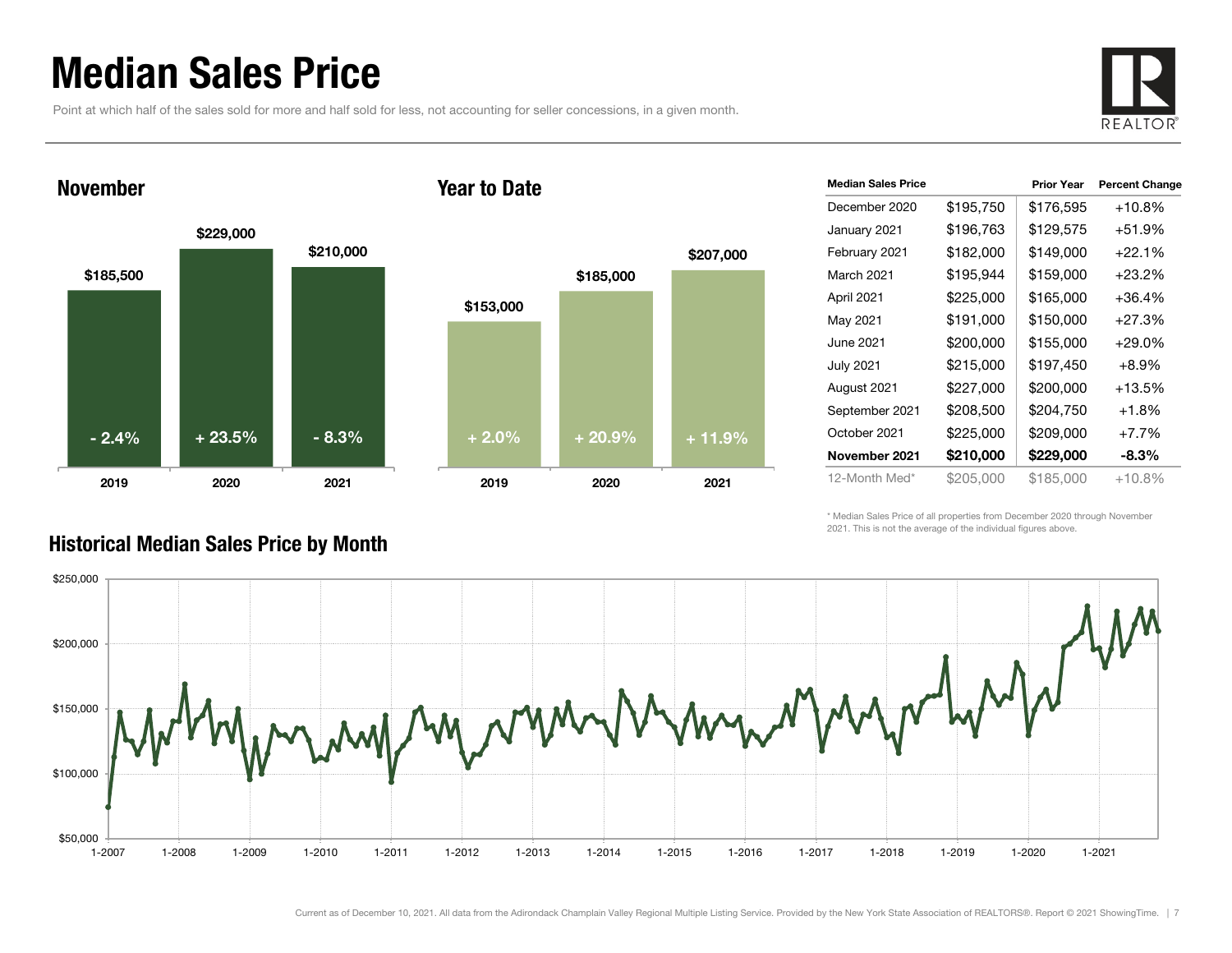# Median Sales Price

Point at which half of the sales sold for more and half sold for less, not accounting for seller concessions, in a given month.

### November

| | 2019 | 2020 | 2021 |
|---|---|---|---|
| Median Sales Price | $185,500 | $229,000 | $210,000 |
| Change | - 2.4% | + 23.5% | - 8.3% |

### Year to Date

| | 2019 | 2020 | 2021 |
|---|---|---|---|
| Median Sales Price | $153,000 | $185,000 | $207,000 |
| Change | + 2.0% | + 20.9% | + 11.9% |

| Median Sales Price | | Prior Year | Percent Change |
|---|---|---|---|
| December 2020 | $195,750 | $176,595 | +10.8% |
| January 2021 | $196,763 | $129,575 | +51.9% |
| February 2021 | $182,000 | $149,000 | +22.1% |
| March 2021 | $195,944 | $159,000 | +23.2% |
| April 2021 | $225,000 | $165,000 | +36.4% |
| May 2021 | $191,000 | $150,000 | +27.3% |
| June 2021 | $200,000 | $155,000 | +29.0% |
| July 2021 | $215,000 | $197,450 | +8.9% |
| August 2021 | $227,000 | $200,000 | +13.5% |
| September 2021 | $208,500 | $204,750 | +1.8% |
| October 2021 | $225,000 | $209,000 | +7.7% |
| **November 2021** | **$210,000** | **$229,000** | **-8.3%** |
| 12-Month Med* | $205,000 | $185,000 | +10.8% |

\* Median Sales Price of all properties from December 2020 through November 2021. This is not the average of the individual figures above.

### Historical Median Sales Price by Month

Current as of December 10, 2021. All data from the Adirondack Champlain Valley Regional Multiple Listing Service. Provided by the New York State Association of REALTORS®. Report © 2021 ShowingTime.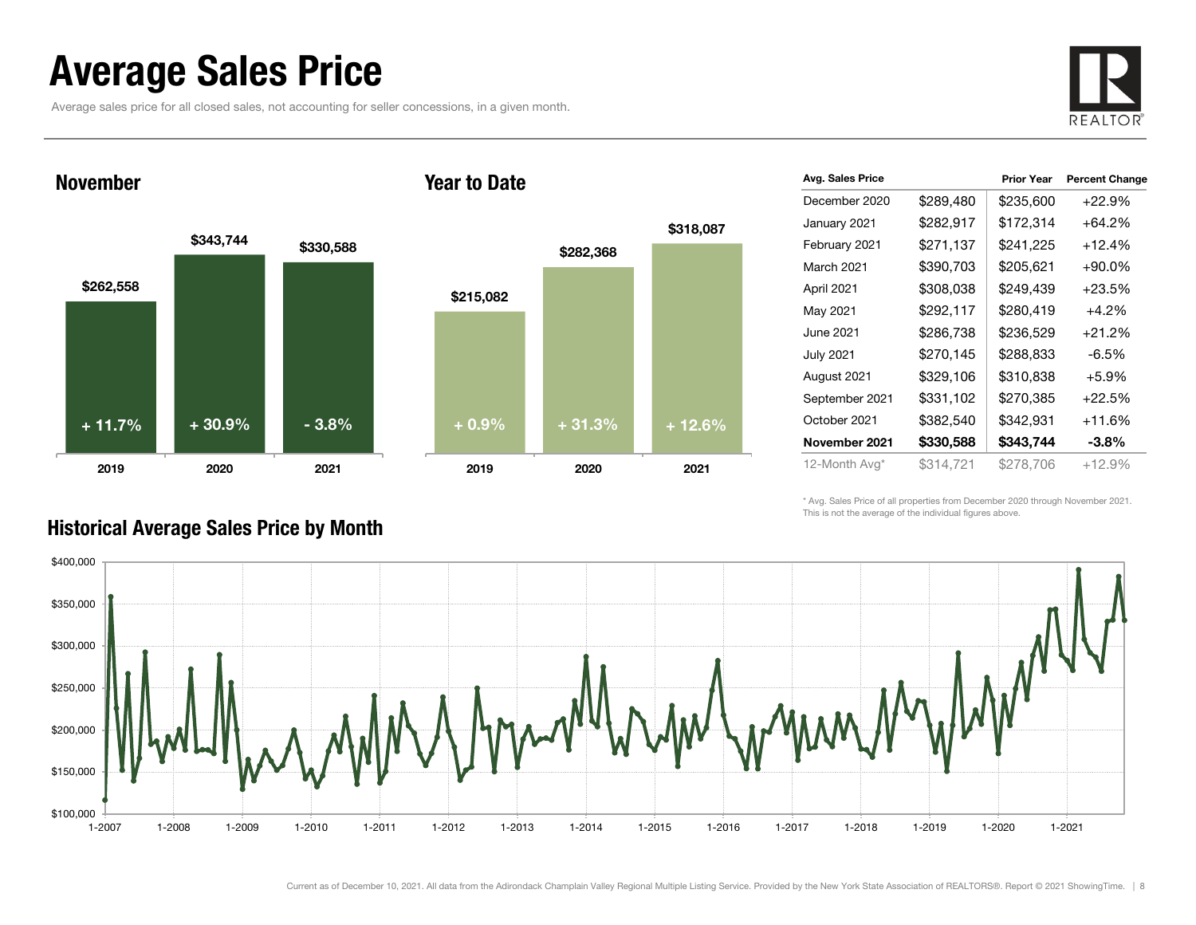# Average Sales Price

Average sales price for all closed sales, not accounting for seller concessions, in a given month.

## November

| Year | Avg. Sales Price | Change |
| --- | --- | --- |
| 2019 | $262,558 | + 11.7% |
| 2020 | $343,744 | + 30.9% |
| 2021 | $330,588 | - 3.8% |

## Year to Date

| Year | Avg. Sales Price | Change |
| --- | --- | --- |
| 2019 | $215,082 | + 0.9% |
| 2020 | $282,368 | + 31.3% |
| 2021 | $318,087 | + 12.6% |

| Avg. Sales Price | | Prior Year | Percent Change |
| --- | --- | --- | --- |
| December 2020 | $289,480 | $235,600 | +22.9% |
| January 2021 | $282,917 | $172,314 | +64.2% |
| February 2021 | $271,137 | $241,225 | +12.4% |
| March 2021 | $390,703 | $205,621 | +90.0% |
| April 2021 | $308,038 | $249,439 | +23.5% |
| May 2021 | $292,117 | $280,419 | +4.2% |
| June 2021 | $286,738 | $236,529 | +21.2% |
| July 2021 | $270,145 | $288,833 | -6.5% |
| August 2021 | $329,106 | $310,838 | +5.9% |
| September 2021 | $331,102 | $270,385 | +22.5% |
| October 2021 | $382,540 | $342,931 | +11.6% |
| **November 2021** | **$330,588** | **$343,744** | **-3.8%** |
| 12-Month Avg* | $314,721 | $278,706 | +12.9% |

\* Avg. Sales Price of all properties from December 2020 through November 2021. This is not the average of the individual figures above.

## Historical Average Sales Price by Month

Current as of December 10, 2021. All data from the Adirondack Champlain Valley Regional Multiple Listing Service. Provided by the New York State Association of REALTORS®. Report © 2021 ShowingTime.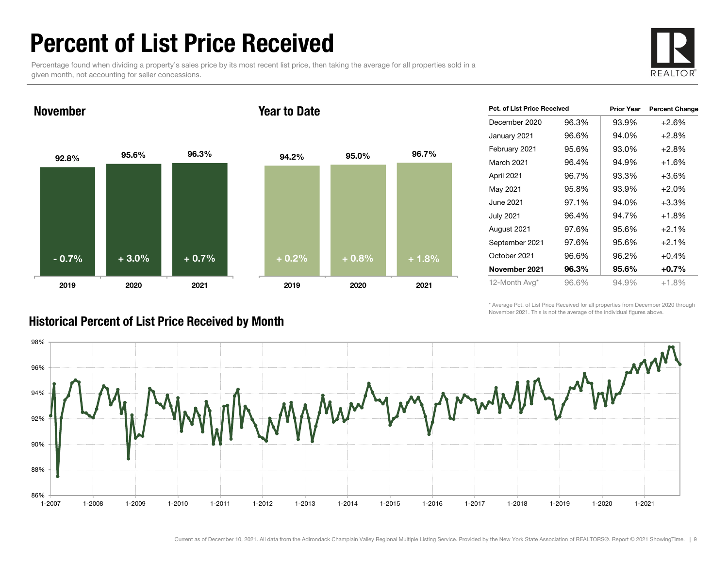# Percent of List Price Received

Percentage found when dividing a property's sales price by its most recent list price, then taking the average for all properties sold in a given month, not accounting for seller concessions.

## November

| | 2019 | 2020 | 2021 |
|---|---|---|---|
| Percent of List Price Received | 92.8% | 95.6% | 96.3% |
| Change | - 0.7% | + 3.0% | + 0.7% |

## Year to Date

| | 2019 | 2020 | 2021 |
|---|---|---|---|
| Percent of List Price Received | 94.2% | 95.0% | 96.7% |
| Change | + 0.2% | + 0.8% | + 1.8% |

| Pct. of List Price Received | | Prior Year | Percent Change |
|---|---|---|---|
| December 2020 | 96.3% | 93.9% | +2.6% |
| January 2021 | 96.6% | 94.0% | +2.8% |
| February 2021 | 95.6% | 93.0% | +2.8% |
| March 2021 | 96.4% | 94.9% | +1.6% |
| April 2021 | 96.7% | 93.3% | +3.6% |
| May 2021 | 95.8% | 93.9% | +2.0% |
| June 2021 | 97.1% | 94.0% | +3.3% |
| July 2021 | 96.4% | 94.7% | +1.8% |
| August 2021 | 97.6% | 95.6% | +2.1% |
| September 2021 | 97.6% | 95.6% | +2.1% |
| October 2021 | 96.6% | 96.2% | +0.4% |
| **November 2021** | **96.3%** | **95.6%** | **+0.7%** |
| 12-Month Avg* | 96.6% | 94.9% | +1.8% |

\* Average Pct. of List Price Received for all properties from December 2020 through November 2021. This is not the average of the individual figures above.

## Historical Percent of List Price Received by Month

Current as of December 10, 2021. All data from the Adirondack Champlain Valley Regional Multiple Listing Service. Provided by the New York State Association of REALTORS®. Report © 2021 ShowingTime.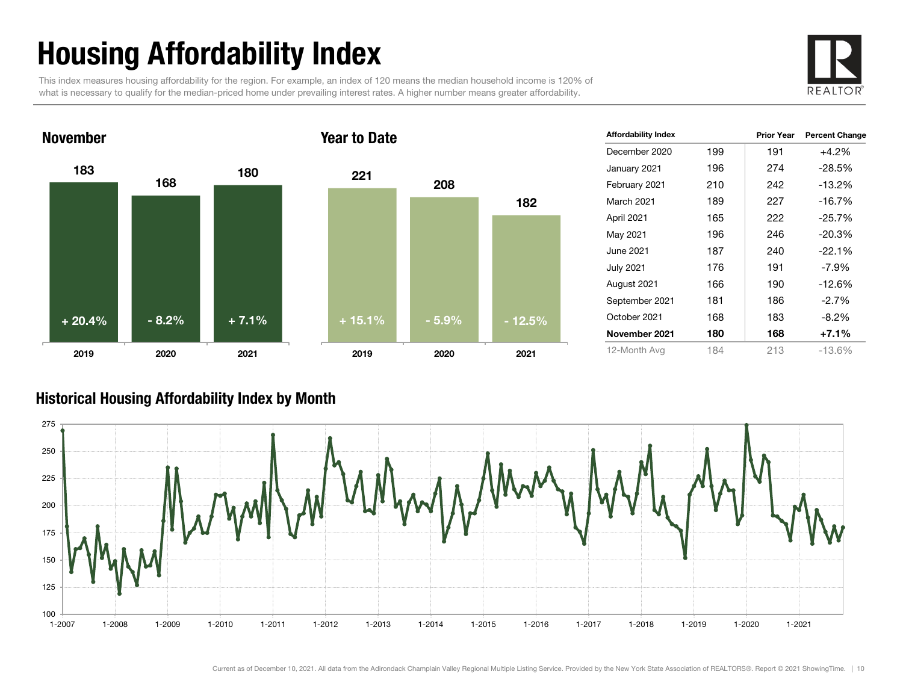# Housing Affordability Index

This index measures housing affordability for the region. For example, an index of 120 means the median household income is 120% of what is necessary to qualify for the median-priced home under prevailing interest rates. A higher number means greater affordability.

## November

| | 2019 | 2020 | 2021 |
|---|---|---|---|
| Index | 183 | 168 | 180 |
| Change | + 20.4% | - 8.2% | + 7.1% |

## Year to Date

| | 2019 | 2020 | 2021 |
|---|---|---|---|
| Index | 221 | 208 | 182 |
| Change | + 15.1% | - 5.9% | - 12.5% |

| Affordability Index | | Prior Year | Percent Change |
|---|---|---|---|
| December 2020 | 199 | 191 | +4.2% |
| January 2021 | 196 | 274 | -28.5% |
| February 2021 | 210 | 242 | -13.2% |
| March 2021 | 189 | 227 | -16.7% |
| April 2021 | 165 | 222 | -25.7% |
| May 2021 | 196 | 246 | -20.3% |
| June 2021 | 187 | 240 | -22.1% |
| July 2021 | 176 | 191 | -7.9% |
| August 2021 | 166 | 190 | -12.6% |
| September 2021 | 181 | 186 | -2.7% |
| October 2021 | 168 | 183 | -8.2% |
| **November 2021** | **180** | **168** | **+7.1%** |
| 12-Month Avg | 184 | 213 | -13.6% |

## Historical Housing Affordability Index by Month

Current as of December 10, 2021. All data from the Adirondack Champlain Valley Regional Multiple Listing Service. Provided by the New York State Association of REALTORS®. Report © 2021 ShowingTime.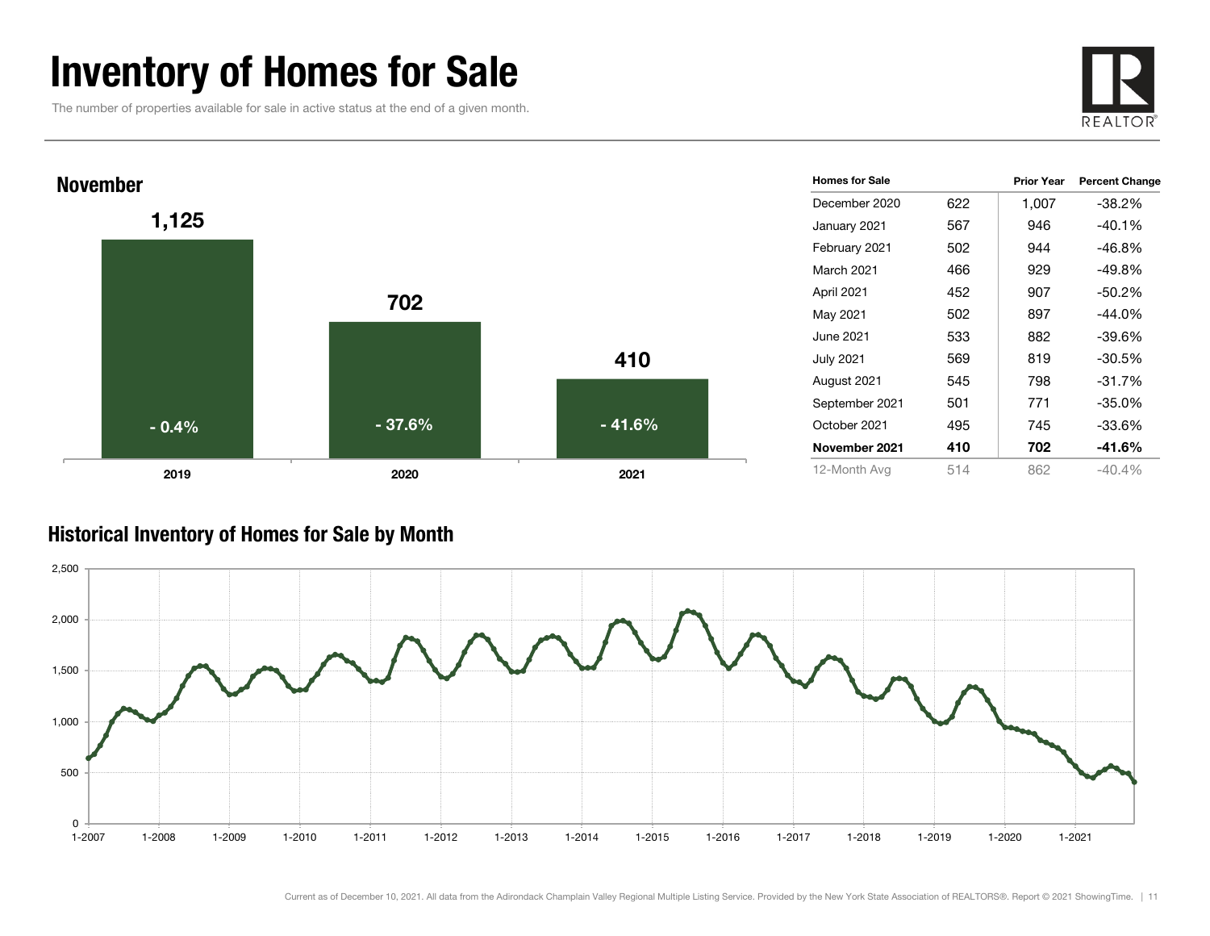# Inventory of Homes for Sale

The number of properties available for sale in active status at the end of a given month.

## November

| Year | Homes for Sale | Percent Change |
|---|---|---|
| 2019 | 1,125 | - 0.4% |
| 2020 | 702 | - 37.6% |
| 2021 | 410 | - 41.6% |

| Homes for Sale | | Prior Year | Percent Change |
|---|---|---|---|
| December 2020 | 622 | 1,007 | -38.2% |
| January 2021 | 567 | 946 | -40.1% |
| February 2021 | 502 | 944 | -46.8% |
| March 2021 | 466 | 929 | -49.8% |
| April 2021 | 452 | 907 | -50.2% |
| May 2021 | 502 | 897 | -44.0% |
| June 2021 | 533 | 882 | -39.6% |
| July 2021 | 569 | 819 | -30.5% |
| August 2021 | 545 | 798 | -31.7% |
| September 2021 | 501 | 771 | -35.0% |
| October 2021 | 495 | 745 | -33.6% |
| **November 2021** | **410** | **702** | **-41.6%** |
| 12-Month Avg | 514 | 862 | -40.4% |

## Historical Inventory of Homes for Sale by Month

Current as of December 10, 2021. All data from the Adirondack Champlain Valley Regional Multiple Listing Service. Provided by the New York State Association of REALTORS®. Report © 2021 ShowingTime.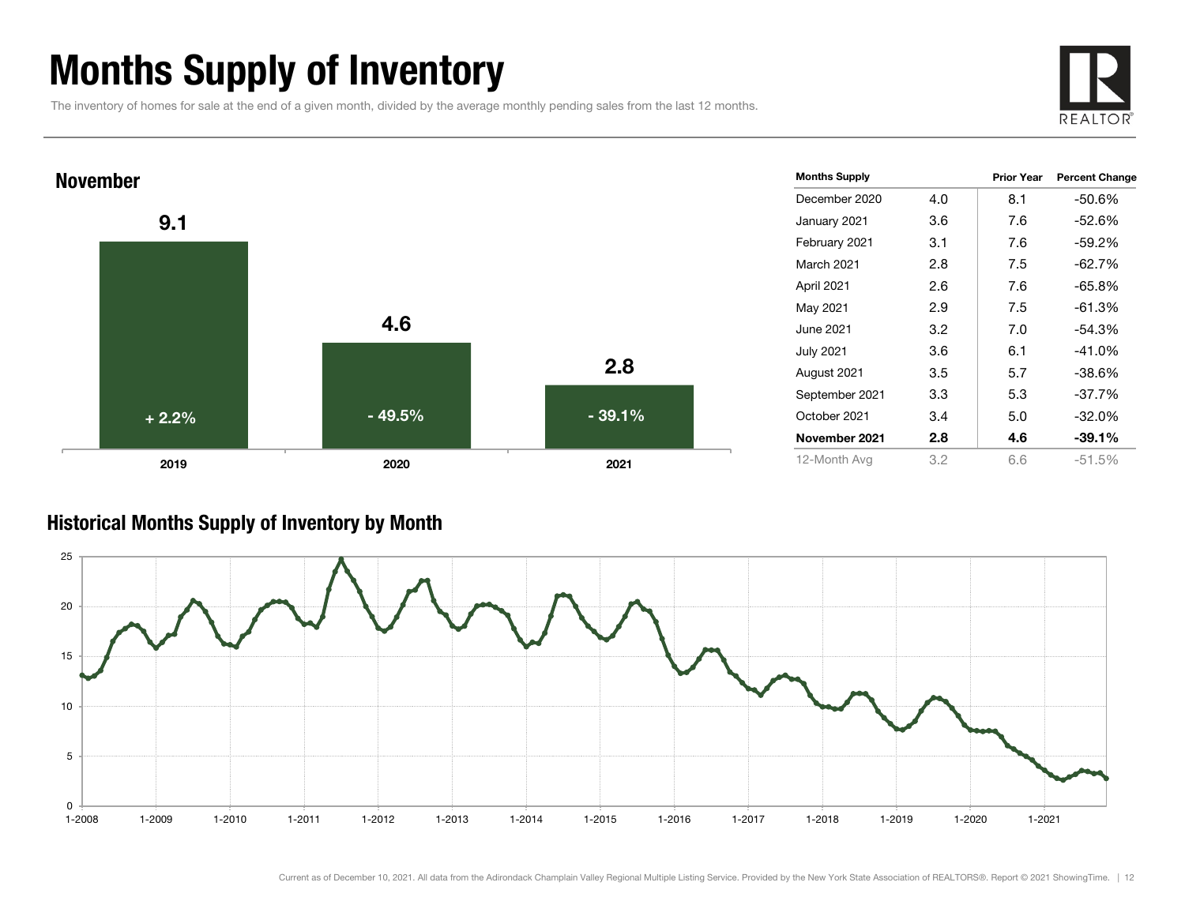# Months Supply of Inventory

The inventory of homes for sale at the end of a given month, divided by the average monthly pending sales from the last 12 months.

## November

| Year | Months Supply | Change |
|---|---|---|
| 2019 | 9.1 | + 2.2% |
| 2020 | 4.6 | - 49.5% |
| 2021 | 2.8 | - 39.1% |

| Months Supply | | Prior Year | Percent Change |
|---|---|---|---|
| December 2020 | 4.0 | 8.1 | -50.6% |
| January 2021 | 3.6 | 7.6 | -52.6% |
| February 2021 | 3.1 | 7.6 | -59.2% |
| March 2021 | 2.8 | 7.5 | -62.7% |
| April 2021 | 2.6 | 7.6 | -65.8% |
| May 2021 | 2.9 | 7.5 | -61.3% |
| June 2021 | 3.2 | 7.0 | -54.3% |
| July 2021 | 3.6 | 6.1 | -41.0% |
| August 2021 | 3.5 | 5.7 | -38.6% |
| September 2021 | 3.3 | 5.3 | -37.7% |
| October 2021 | 3.4 | 5.0 | -32.0% |
| **November 2021** | **2.8** | **4.6** | **-39.1%** |
| 12-Month Avg | 3.2 | 6.6 | -51.5% |

## Historical Months Supply of Inventory by Month

Current as of December 10, 2021. All data from the Adirondack Champlain Valley Regional Multiple Listing Service. Provided by the New York State Association of REALTORS®. Report © 2021 ShowingTime.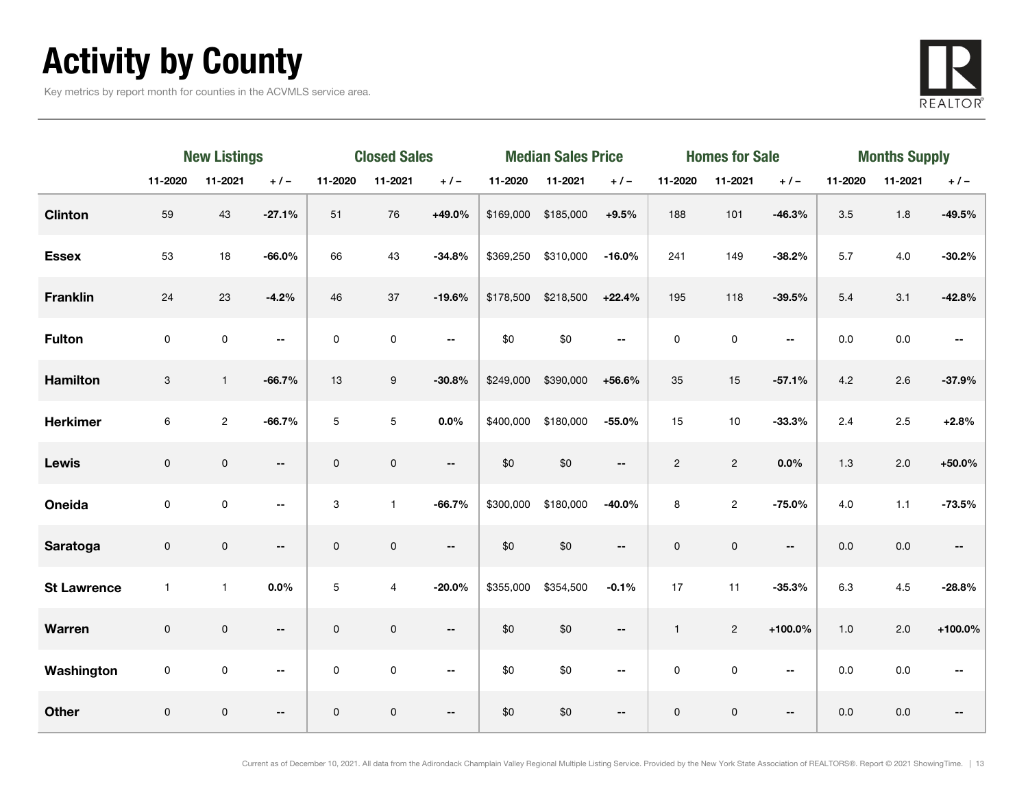# Activity by County

Key metrics by report month for counties in the ACVMLS service area.

| | New Listings | | | Closed Sales | | | Median Sales Price | | | Homes for Sale | | | Months Supply | | |
|---|---|---|---|---|---|---|---|---|---|---|---|---|---|---|---|
| | 11-2020 | 11-2021 | + / – | 11-2020 | 11-2021 | + / – | 11-2020 | 11-2021 | + / – | 11-2020 | 11-2021 | + / – | 11-2020 | 11-2021 | + / – |
| **Clinton** | 59 | 43 | **-27.1%** | 51 | 76 | **+49.0%** | $169,000 | $185,000 | **+9.5%** | 188 | 101 | **-46.3%** | 3.5 | 1.8 | **-49.5%** |
| **Essex** | 53 | 18 | **-66.0%** | 66 | 43 | **-34.8%** | $369,250 | $310,000 | **-16.0%** | 241 | 149 | **-38.2%** | 5.7 | 4.0 | **-30.2%** |
| **Franklin** | 24 | 23 | **-4.2%** | 46 | 37 | **-19.6%** | $178,500 | $218,500 | **+22.4%** | 195 | 118 | **-39.5%** | 5.4 | 3.1 | **-42.8%** |
| **Fulton** | 0 | 0 | -- | 0 | 0 | -- | $0 | $0 | -- | 0 | 0 | -- | 0.0 | 0.0 | -- |
| **Hamilton** | 3 | 1 | **-66.7%** | 13 | 9 | **-30.8%** | $249,000 | $390,000 | **+56.6%** | 35 | 15 | **-57.1%** | 4.2 | 2.6 | **-37.9%** |
| **Herkimer** | 6 | 2 | **-66.7%** | 5 | 5 | **0.0%** | $400,000 | $180,000 | **-55.0%** | 15 | 10 | **-33.3%** | 2.4 | 2.5 | **+2.8%** |
| **Lewis** | 0 | 0 | -- | 0 | 0 | -- | $0 | $0 | -- | 2 | 2 | **0.0%** | 1.3 | 2.0 | **+50.0%** |
| **Oneida** | 0 | 0 | -- | 3 | 1 | **-66.7%** | $300,000 | $180,000 | **-40.0%** | 8 | 2 | **-75.0%** | 4.0 | 1.1 | **-73.5%** |
| **Saratoga** | 0 | 0 | -- | 0 | 0 | -- | $0 | $0 | -- | 0 | 0 | -- | 0.0 | 0.0 | -- |
| **St Lawrence** | 1 | 1 | **0.0%** | 5 | 4 | **-20.0%** | $355,000 | $354,500 | **-0.1%** | 17 | 11 | **-35.3%** | 6.3 | 4.5 | **-28.8%** |
| **Warren** | 0 | 0 | -- | 0 | 0 | -- | $0 | $0 | -- | 1 | 2 | **+100.0%** | 1.0 | 2.0 | **+100.0%** |
| **Washington** | 0 | 0 | -- | 0 | 0 | -- | $0 | $0 | -- | 0 | 0 | -- | 0.0 | 0.0 | -- |
| **Other** | 0 | 0 | -- | 0 | 0 | -- | $0 | $0 | -- | 0 | 0 | -- | 0.0 | 0.0 | -- |

Current as of December 10, 2021. All data from the Adirondack Champlain Valley Regional Multiple Listing Service. Provided by the New York State Association of REALTORS®. Report © 2021 ShowingTime.